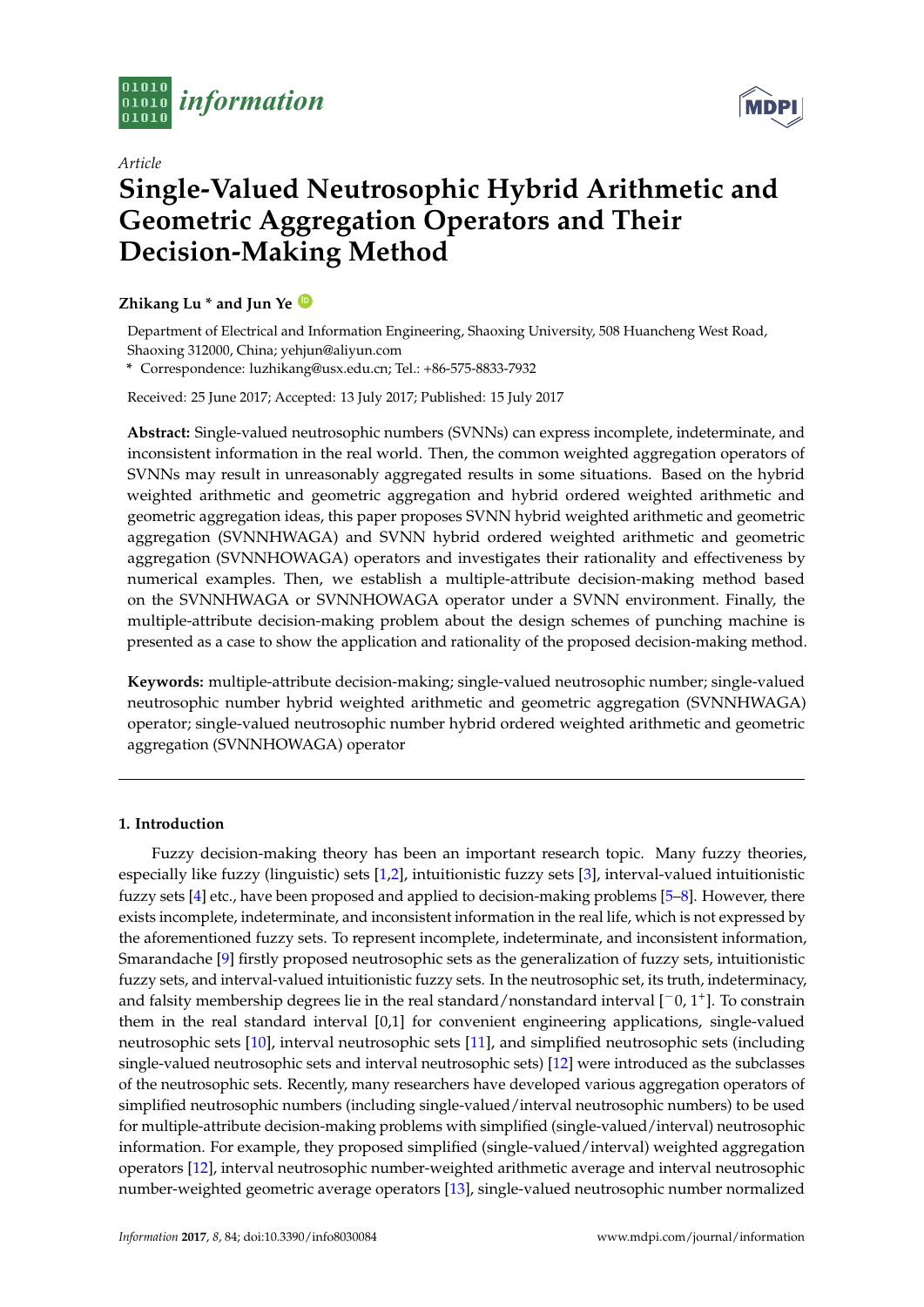*Article*

# Single-Valued Neutrosophic Hybrid Arithmetic and Geometric Aggregation Operators and Their Decision-Making Method

**Zhikang Lu * and Jun Ye**

Department of Electrical and Information Engineering, Shaoxing University, 508 Huancheng West Road, Shaoxing 312000, China; yehjun@aliyun.com

\* Correspondence: luzhikang@usx.edu.cn; Tel.: +86-575-8833-7932

Received: 25 June 2017; Accepted: 13 July 2017; Published: 15 July 2017

**Abstract:** Single-valued neutrosophic numbers (SVNNs) can express incomplete, indeterminate, and inconsistent information in the real world. Then, the common weighted aggregation operators of SVNNs may result in unreasonably aggregated results in some situations. Based on the hybrid weighted arithmetic and geometric aggregation and hybrid ordered weighted arithmetic and geometric aggregation ideas, this paper proposes SVNN hybrid weighted arithmetic and geometric aggregation (SVNNHWAGA) and SVNN hybrid ordered weighted arithmetic and geometric aggregation (SVNNHOWAGA) operators and investigates their rationality and effectiveness by numerical examples. Then, we establish a multiple-attribute decision-making method based on the SVNNHWAGA or SVNNHOWAGA operator under a SVNN environment. Finally, the multiple-attribute decision-making problem about the design schemes of punching machine is presented as a case to show the application and rationality of the proposed decision-making method.

**Keywords:** multiple-attribute decision-making; single-valued neutrosophic number; single-valued neutrosophic number hybrid weighted arithmetic and geometric aggregation (SVNNHWAGA) operator; single-valued neutrosophic number hybrid ordered weighted arithmetic and geometric aggregation (SVNNHOWAGA) operator

## 1. Introduction

Fuzzy decision-making theory has been an important research topic. Many fuzzy theories, especially like fuzzy (linguistic) sets [1,2], intuitionistic fuzzy sets [3], interval-valued intuitionistic fuzzy sets [4] etc., have been proposed and applied to decision-making problems [5–8]. However, there exists incomplete, indeterminate, and inconsistent information in the real life, which is not expressed by the aforementioned fuzzy sets. To represent incomplete, indeterminate, and inconsistent information, Smarandache [9] firstly proposed neutrosophic sets as the generalization of fuzzy sets, intuitionistic fuzzy sets, and interval-valued intuitionistic fuzzy sets. In the neutrosophic set, its truth, indeterminacy, and falsity membership degrees lie in the real standard/nonstandard interval $[^{-}0, 1^{+}]$. To constrain them in the real standard interval [0,1] for convenient engineering applications, single-valued neutrosophic sets [10], interval neutrosophic sets [11], and simplified neutrosophic sets (including single-valued neutrosophic sets and interval neutrosophic sets) [12] were introduced as the subclasses of the neutrosophic sets. Recently, many researchers have developed various aggregation operators of simplified neutrosophic numbers (including single-valued/interval neutrosophic numbers) to be used for multiple-attribute decision-making problems with simplified (single-valued/interval) neutrosophic information. For example, they proposed simplified (single-valued/interval) weighted aggregation operators [12], interval neutrosophic number-weighted arithmetic average and interval neutrosophic number-weighted geometric average operators [13], single-valued neutrosophic number normalized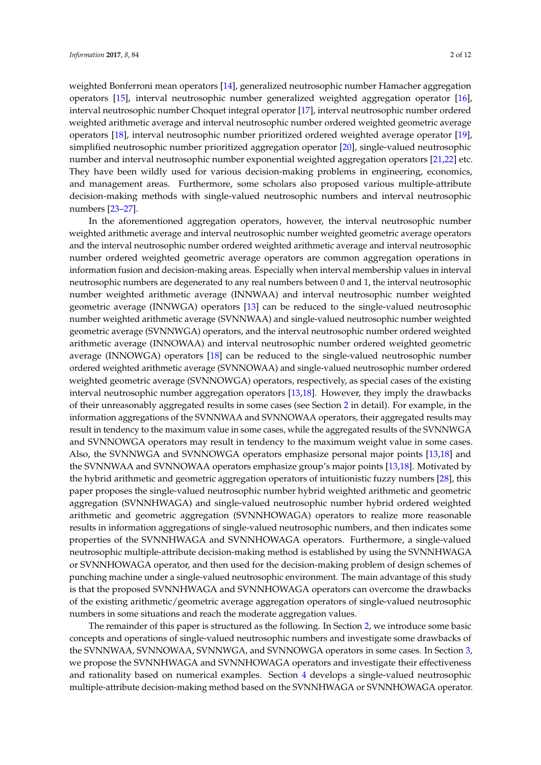weighted Bonferroni mean operators [14], generalized neutrosophic number Hamacher aggregation operators [15], interval neutrosophic number generalized weighted aggregation operator [16], interval neutrosophic number Choquet integral operator [17], interval neutrosophic number ordered weighted arithmetic average and interval neutrosophic number ordered weighted geometric average operators [18], interval neutrosophic number prioritized ordered weighted average operator [19], simplified neutrosophic number prioritized aggregation operator [20], single-valued neutrosophic number and interval neutrosophic number exponential weighted aggregation operators [21,22] etc. They have been wildly used for various decision-making problems in engineering, economics, and management areas. Furthermore, some scholars also proposed various multiple-attribute decision-making methods with single-valued neutrosophic numbers and interval neutrosophic numbers [23–27].

In the aforementioned aggregation operators, however, the interval neutrosophic number weighted arithmetic average and interval neutrosophic number weighted geometric average operators and the interval neutrosophic number ordered weighted arithmetic average and interval neutrosophic number ordered weighted geometric average operators are common aggregation operations in information fusion and decision-making areas. Especially when interval membership values in interval neutrosophic numbers are degenerated to any real numbers between 0 and 1, the interval neutrosophic number weighted arithmetic average (INNWAA) and interval neutrosophic number weighted geometric average (INNWGA) operators [13] can be reduced to the single-valued neutrosophic number weighted arithmetic average (SVNNWAA) and single-valued neutrosophic number weighted geometric average (SVNNWGA) operators, and the interval neutrosophic number ordered weighted arithmetic average (INNOWAA) and interval neutrosophic number ordered weighted geometric average (INNOWGA) operators [18] can be reduced to the single-valued neutrosophic number ordered weighted arithmetic average (SVNNOWAA) and single-valued neutrosophic number ordered weighted geometric average (SVNNOWGA) operators, respectively, as special cases of the existing interval neutrosophic number aggregation operators [13,18]. However, they imply the drawbacks of their unreasonably aggregated results in some cases (see Section 2 in detail). For example, in the information aggregations of the SVNNWAA and SVNNOWAA operators, their aggregated results may result in tendency to the maximum value in some cases, while the aggregated results of the SVNNWGA and SVNNOWGA operators may result in tendency to the maximum weight value in some cases. Also, the SVNNWGA and SVNNOWGA operators emphasize personal major points [13,18] and the SVNNWAA and SVNNOWAA operators emphasize group's major points [13,18]. Motivated by the hybrid arithmetic and geometric aggregation operators of intuitionistic fuzzy numbers [28], this paper proposes the single-valued neutrosophic number hybrid weighted arithmetic and geometric aggregation (SVNNHWAGA) and single-valued neutrosophic number hybrid ordered weighted arithmetic and geometric aggregation (SVNNHOWAGA) operators to realize more reasonable results in information aggregations of single-valued neutrosophic numbers, and then indicates some properties of the SVNNHWAGA and SVNNHOWAGA operators. Furthermore, a single-valued neutrosophic multiple-attribute decision-making method is established by using the SVNNHWAGA or SVNNHOWAGA operator, and then used for the decision-making problem of design schemes of punching machine under a single-valued neutrosophic environment. The main advantage of this study is that the proposed SVNNHWAGA and SVNNHOWAGA operators can overcome the drawbacks of the existing arithmetic/geometric average aggregation operators of single-valued neutrosophic numbers in some situations and reach the moderate aggregation values.

The remainder of this paper is structured as the following. In Section 2, we introduce some basic concepts and operations of single-valued neutrosophic numbers and investigate some drawbacks of the SVNNWAA, SVNNOWAA, SVNNWGA, and SVNNOWGA operators in some cases. In Section 3, we propose the SVNNHWAGA and SVNNHOWAGA operators and investigate their effectiveness and rationality based on numerical examples. Section 4 develops a single-valued neutrosophic multiple-attribute decision-making method based on the SVNNHWAGA or SVNNHOWAGA operator.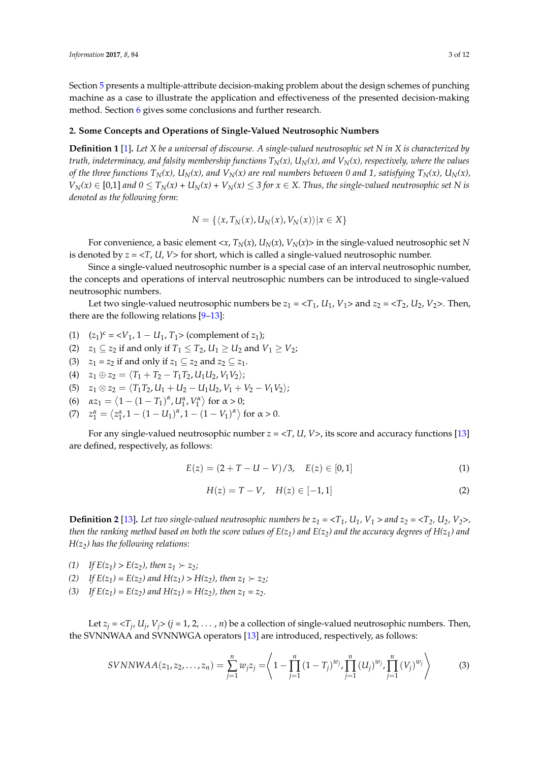Section 5 presents a multiple-attribute decision-making problem about the design schemes of punching machine as a case to illustrate the application and effectiveness of the presented decision-making method. Section 6 gives some conclusions and further research.

## 2. Some Concepts and Operations of Single-Valued Neutrosophic Numbers

**Definition 1** [1]**.** *Let X be a universal of discourse. A single-valued neutrosophic set N in X is characterized by truth, indeterminacy, and falsity membership functions $T_N(x)$, $U_N(x)$, and $V_N(x)$, respectively, where the values of the three functions $T_N(x)$, $U_N(x)$, and $V_N(x)$ are real numbers between 0 and 1, satisfying $T_N(x)$, $U_N(x)$, $V_N(x) \in [0,1]$ and $0 \leq T_N(x) + U_N(x) + V_N(x) \leq 3$ for $x \in X$. Thus, the single-valued neutrosophic set N is denoted as the following form*:

$$N = \{\langle x, T_N(x), U_N(x), V_N(x)\rangle | x \in X\}$$

For convenience, a basic element $<x, T_N(x), U_N(x), V_N(x)>$ in the single-valued neutrosophic set $N$ is denoted by $z = <T, U, V>$ for short, which is called a single-valued neutrosophic number.

Since a single-valued neutrosophic number is a special case of an interval neutrosophic number, the concepts and operations of interval neutrosophic numbers can be introduced to single-valued neutrosophic numbers.

Let two single-valued neutrosophic numbers be $z_1 = <T_1, U_1, V_1>$ and $z_2 = <T_2, U_2, V_2>$. Then, there are the following relations [9–13]:

(1) $(z_1)^c = <V_1, 1 - U_1, T_1>$ (complement of $z_1$);
(2) $z_1 \subseteq z_2$ if and only if $T_1 \leq T_2$, $U_1 \geq U_2$ and $V_1 \geq V_2$;
(3) $z_1 = z_2$ if and only if $z_1 \subseteq z_2$ and $z_2 \subseteq z_1$.
(4) $z_1 \oplus z_2 = \langle T_1 + T_2 - T_1T_2, U_1U_2, V_1V_2\rangle$;
(5) $z_1 \otimes z_2 = \langle T_1T_2, U_1 + U_2 - U_1U_2, V_1 + V_2 - V_1V_2\rangle$;
(6) $\alpha z_1 = \langle 1 - (1 - T_1)^\alpha, U_1^\alpha, V_1^\alpha\rangle$ for $\alpha > 0$;
(7) $z_1^\alpha = \langle z_1^\alpha, 1 - (1 - U_1)^\alpha, 1 - (1 - V_1)^\alpha\rangle$ for $\alpha > 0$.

For any single-valued neutrosophic number $z = <T, U, V>$, its score and accuracy functions [13] are defined, respectively, as follows:

$$E(z) = (2 + T - U - V)/3, \quad E(z) \in [0, 1] \tag{1}$$

$$H(z) = T - V, \quad H(z) \in [-1, 1] \tag{2}$$

**Definition 2** [13]**.** *Let two single-valued neutrosophic numbers be $z_1 = <T_1, U_1, V_1>$ and $z_2 = <T_2, U_2, V_2>$, then the ranking method based on both the score values of $E(z_1)$ and $E(z_2)$ and the accuracy degrees of $H(z_1)$ and $H(z_2)$ has the following relations*:

*(1) If $E(z_1) > E(z_2)$, then $z_1 \succ z_2$;*
*(2) If $E(z_1) = E(z_2)$ and $H(z_1) > H(z_2)$, then $z_1 \succ z_2$;*
*(3) If $E(z_1) = E(z_2)$ and $H(z_1) = H(z_2)$, then $z_1 = z_2$.*

Let $z_j = <T_j, U_j, V_j>$ $(j = 1, 2, \ldots, n)$ be a collection of single-valued neutrosophic numbers. Then, the SVNNWAA and SVNNWGA operators [13] are introduced, respectively, as follows:

$$SVNNWAA(z_1, z_2, \ldots, z_n) = \sum_{j=1}^{n} w_j z_j = \left\langle 1 - \prod_{j=1}^{n} (1 - T_j)^{w_j}, \prod_{j=1}^{n} (U_j)^{w_j}, \prod_{j=1}^{n} (V_j)^{w_j} \right\rangle \tag{3}$$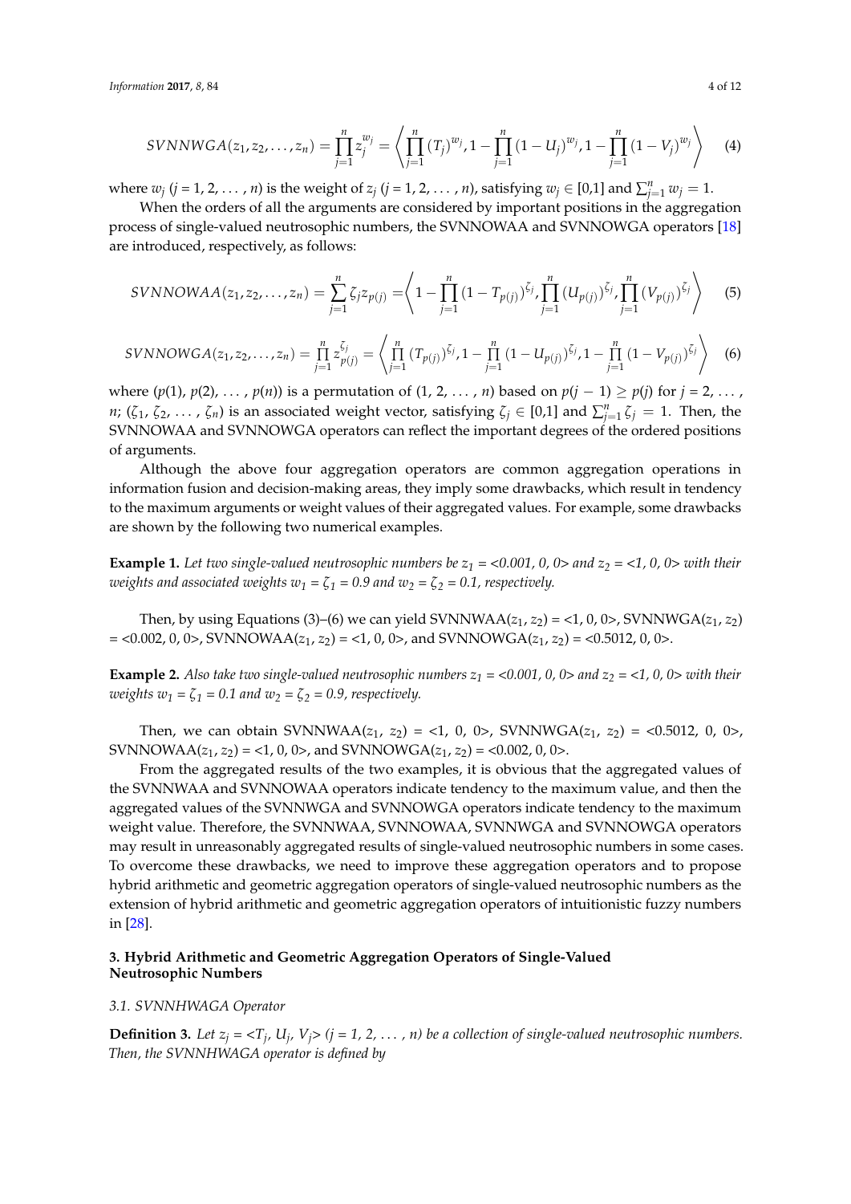$$SVNNWGA(z_1, z_2, \ldots, z_n) = \prod_{j=1}^{n} z_j^{w_j} = \left\langle \prod_{j=1}^{n} (T_j)^{w_j}, 1 - \prod_{j=1}^{n} (1 - U_j)^{w_j}, 1 - \prod_{j=1}^{n} (1 - V_j)^{w_j} \right\rangle \quad (4)$$

where $w_j$ ($j$ = 1, 2, ... , $n$) is the weight of $z_j$ ($j$ = 1, 2, ... , $n$), satisfying $w_j \in [0,1]$ and $\sum_{j=1}^{n} w_j = 1$.

When the orders of all the arguments are considered by important positions in the aggregation process of single-valued neutrosophic numbers, the SVNNOWAA and SVNNOWGA operators [18] are introduced, respectively, as follows:

$$SVNNOWAA(z_1, z_2, \ldots, z_n) = \sum_{j=1}^{n} \zeta_j z_{p(j)} = \left\langle 1 - \prod_{j=1}^{n} (1 - T_{p(j)})^{\zeta_j}, \prod_{j=1}^{n} (U_{p(j)})^{\zeta_j}, \prod_{j=1}^{n} (V_{p(j)})^{\zeta_j} \right\rangle \quad (5)$$

$$SVNNOWGA(z_1, z_2, \ldots, z_n) = \prod_{j=1}^{n} z_{p(j)}^{\zeta_j} = \left\langle \prod_{j=1}^{n} (T_{p(j)})^{\zeta_j}, 1 - \prod_{j=1}^{n} (1 - U_{p(j)})^{\zeta_j}, 1 - \prod_{j=1}^{n} (1 - V_{p(j)})^{\zeta_j} \right\rangle \quad (6)$$

where ($p$(1), $p$(2), ... , $p$($n$)) is a permutation of (1, 2, ... , $n$) based on $p(j - 1) \geq p(j)$ for $j$ = 2, ... , $n$; ($\zeta_1$, $\zeta_2$, ... , $\zeta_n$) is an associated weight vector, satisfying $\zeta_j \in [0,1]$ and $\sum_{j=1}^{n} \zeta_j = 1$. Then, the SVNNOWAA and SVNNOWGA operators can reflect the important degrees of the ordered positions of arguments.

Although the above four aggregation operators are common aggregation operations in information fusion and decision-making areas, they imply some drawbacks, which result in tendency to the maximum arguments or weight values of their aggregated values. For example, some drawbacks are shown by the following two numerical examples.

**Example 1.** *Let two single-valued neutrosophic numbers be $z_1$ = <0.001, 0, 0> and $z_2$ = <1, 0, 0> with their weights and associated weights $w_1 = \zeta_1 = 0.9$ and $w_2 = \zeta_2 = 0.1$, respectively.*

Then, by using Equations (3)–(6) we can yield SVNNWAA($z_1$, $z_2$) = <1, 0, 0>, SVNNWGA($z_1$, $z_2$) = <0.002, 0, 0>, SVNNOWAA($z_1$, $z_2$) = <1, 0, 0>, and SVNNOWGA($z_1$, $z_2$) = <0.5012, 0, 0>.

**Example 2.** *Also take two single-valued neutrosophic numbers $z_1$ = <0.001, 0, 0> and $z_2$ = <1, 0, 0> with their weights $w_1 = \zeta_1 = 0.1$ and $w_2 = \zeta_2 = 0.9$, respectively.*

Then, we can obtain SVNNWAA($z_1$, $z_2$) = <1, 0, 0>, SVNNWGA($z_1$, $z_2$) = <0.5012, 0, 0>, SVNNOWAA($z_1$, $z_2$) = <1, 0, 0>, and SVNNOWGA($z_1$, $z_2$) = <0.002, 0, 0>.

From the aggregated results of the two examples, it is obvious that the aggregated values of the SVNNWAA and SVNNOWAA operators indicate tendency to the maximum value, and then the aggregated values of the SVNNWGA and SVNNOWGA operators indicate tendency to the maximum weight value. Therefore, the SVNNWAA, SVNNOWAA, SVNNWGA and SVNNOWGA operators may result in unreasonably aggregated results of single-valued neutrosophic numbers in some cases. To overcome these drawbacks, we need to improve these aggregation operators and to propose hybrid arithmetic and geometric aggregation operators of single-valued neutrosophic numbers as the extension of hybrid arithmetic and geometric aggregation operators of intuitionistic fuzzy numbers in [28].

## 3. Hybrid Arithmetic and Geometric Aggregation Operators of Single-Valued Neutrosophic Numbers

### *3.1. SVNNHWAGA Operator*

**Definition 3.** *Let $z_j$ = <$T_j$, $U_j$, $V_j$> ($j$ = 1, 2, ... , $n$) be a collection of single-valued neutrosophic numbers. Then, the SVNNHWAGA operator is defined by*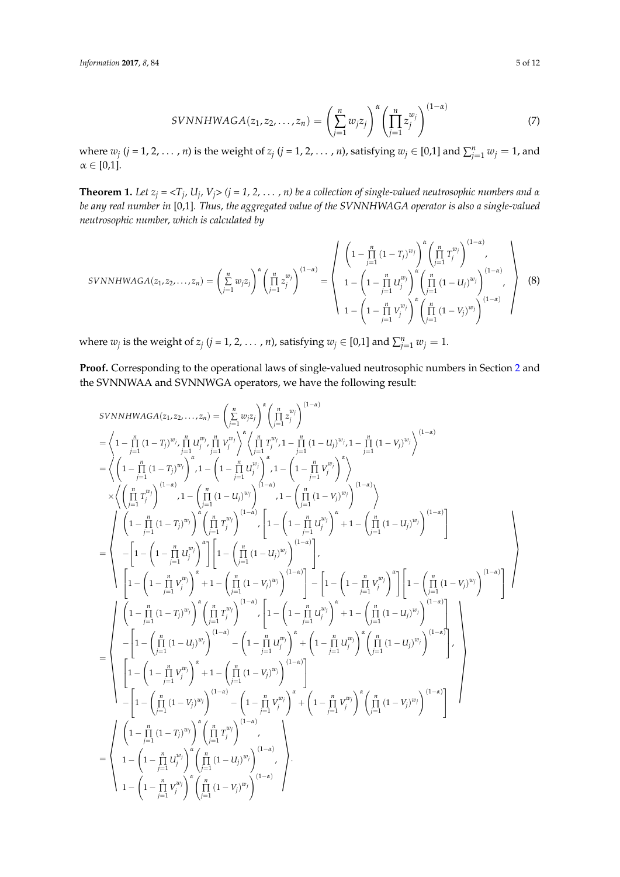$$SVNNHWAGA(z_1, z_2, \ldots, z_n) = \left(\sum_{j=1}^{n} w_j z_j\right)^{\alpha} \left(\prod_{j=1}^{n} z_j^{w_j}\right)^{(1-\alpha)} \tag{7}$$

where $w_j$ ($j$ = 1, 2, ..., $n$) is the weight of $z_j$ ($j$ = 1, 2, ..., $n$), satisfying $w_j \in$ [0,1] and $\sum_{j=1}^{n} w_j = 1$, and $\alpha \in$ [0,1].

**Theorem 1.** *Let $z_j$ = <$T_j$, $U_j$, $V_j$> ($j$ = 1, 2, ..., $n$) be a collection of single-valued neutrosophic numbers and $\alpha$ be any real number in* [0,1]. *Thus, the aggregated value of the SVNNHWAGA operator is also a single-valued neutrosophic number, which is calculated by*

$$SVNNHWAGA(z_1, z_2, \ldots, z_n) = \left(\sum_{j=1}^{n} w_j z_j\right)^{\alpha} \left(\prod_{j=1}^{n} z_j^{w_j}\right)^{(1-\alpha)} = \left\langle \begin{array}{c} \left(1 - \prod_{j=1}^{n} (1-T_j)^{w_j}\right)^{\alpha} \left(\prod_{j=1}^{n} T_j^{w_j}\right)^{(1-\alpha)}, \\ 1 - \left(1 - \prod_{j=1}^{n} U_j^{w_j}\right)^{\alpha} \left(\prod_{j=1}^{n} (1-U_j)^{w_j}\right)^{(1-\alpha)}, \\ 1 - \left(1 - \prod_{j=1}^{n} V_j^{w_j}\right)^{\alpha} \left(\prod_{j=1}^{n} (1-V_j)^{w_j}\right)^{(1-\alpha)} \end{array} \right\rangle \tag{8}$$

where $w_j$ is the weight of $z_j$ ($j$ = 1, 2, ..., $n$), satisfying $w_j \in$ [0,1] and $\sum_{j=1}^{n} w_j = 1$.

**Proof.** Corresponding to the operational laws of single-valued neutrosophic numbers in Section 2 and the SVNNWAA and SVNNWGA operators, we have the following result:

$$\begin{aligned}
& SVNNHWAGA(z_1, z_2, \ldots, z_n) = \left(\sum_{j=1}^{n} w_j z_j\right)^{\alpha} \left(\prod_{j=1}^{n} z_j^{w_j}\right)^{(1-\alpha)} \\
&= \left\langle 1 - \prod_{j=1}^{n} (1-T_j)^{w_j}, \prod_{j=1}^{n} U_j^{w_j}, \prod_{j=1}^{n} V_j^{w_j} \right\rangle^{\alpha} \left\langle \prod_{j=1}^{n} T_j^{w_j}, 1 - \prod_{j=1}^{n} (1-U_j)^{w_j}, 1 - \prod_{j=1}^{n} (1-V_j)^{w_j} \right\rangle^{(1-\alpha)} \\
&= \left\langle \left(1 - \prod_{j=1}^{n} (1-T_j)^{w_j}\right)^{\alpha}, 1 - \left(1 - \prod_{j=1}^{n} U_j^{w_j}\right)^{\alpha}, 1 - \left(1 - \prod_{j=1}^{n} V_j^{w_j}\right)^{\alpha} \right\rangle \\
&\quad \times \left\langle \left(\prod_{j=1}^{n} T_j^{w_j}\right)^{(1-\alpha)}, 1 - \left(\prod_{j=1}^{n} (1-U_j)^{w_j}\right)^{(1-\alpha)}, 1 - \left(\prod_{j=1}^{n} (1-V_j)^{w_j}\right)^{(1-\alpha)} \right\rangle \\
&= \left\langle \begin{array}{l} \left(1 - \prod_{j=1}^{n} (1-T_j)^{w_j}\right)^{\alpha} \left(\prod_{j=1}^{n} T_j^{w_j}\right)^{(1-\alpha)}, \left[1 - \left(1 - \prod_{j=1}^{n} U_j^{w_j}\right)^{\alpha} + 1 - \left(\prod_{j=1}^{n} (1-U_j)^{w_j}\right)^{(1-\alpha)}\right] \\ - \left[1 - \left(1 - \prod_{j=1}^{n} U_j^{w_j}\right)^{\alpha}\right] \left[1 - \left(\prod_{j=1}^{n} (1-U_j)^{w_j}\right)^{(1-\alpha)}\right], \\ \left[1 - \left(1 - \prod_{j=1}^{n} V_j^{w_j}\right)^{\alpha} + 1 - \left(\prod_{j=1}^{n} (1-V_j)^{w_j}\right)^{(1-\alpha)}\right] - \left[1 - \left(1 - \prod_{j=1}^{n} V_j^{w_j}\right)^{\alpha}\right] \left[1 - \left(\prod_{j=1}^{n} (1-V_j)^{w_j}\right)^{(1-\alpha)}\right] \end{array} \right\rangle \\
&= \left\langle \begin{array}{l} \left(1 - \prod_{j=1}^{n} (1-T_j)^{w_j}\right)^{\alpha} \left(\prod_{j=1}^{n} T_j^{w_j}\right)^{(1-\alpha)}, \left[1 - \left(1 - \prod_{j=1}^{n} U_j^{w_j}\right)^{\alpha} + 1 - \left(\prod_{j=1}^{n} (1-U_j)^{w_j}\right)^{(1-\alpha)}\right] \\ - \left[1 - \left(\prod_{j=1}^{n} (1-U_j)^{w_j}\right)^{(1-\alpha)} - \left(1 - \prod_{j=1}^{n} U_j^{w_j}\right)^{\alpha} + \left(1 - \prod_{j=1}^{n} U_j^{w_j}\right)^{\alpha} \left(\prod_{j=1}^{n} (1-U_j)^{w_j}\right)^{(1-\alpha)}\right], \\ \left[1 - \left(1 - \prod_{j=1}^{n} V_j^{w_j}\right)^{\alpha} + 1 - \left(\prod_{j=1}^{n} (1-V_j)^{w_j}\right)^{(1-\alpha)}\right] \\ - \left[1 - \left(\prod_{j=1}^{n} (1-V_j)^{w_j}\right)^{(1-\alpha)} - \left(1 - \prod_{j=1}^{n} V_j^{w_j}\right)^{\alpha} + \left(1 - \prod_{j=1}^{n} V_j^{w_j}\right)^{\alpha} \left(\prod_{j=1}^{n} (1-V_j)^{w_j}\right)^{(1-\alpha)}\right] \end{array} \right\rangle \\
&= \left\langle \begin{array}{l} \left(1 - \prod_{j=1}^{n} (1-T_j)^{w_j}\right)^{\alpha} \left(\prod_{j=1}^{n} T_j^{w_j}\right)^{(1-\alpha)}, \\ 1 - \left(1 - \prod_{j=1}^{n} U_j^{w_j}\right)^{\alpha} \left(\prod_{j=1}^{n} (1-U_j)^{w_j}\right)^{(1-\alpha)}, \\ 1 - \left(1 - \prod_{j=1}^{n} V_j^{w_j}\right)^{\alpha} \left(\prod_{j=1}^{n} (1-V_j)^{w_j}\right)^{(1-\alpha)} \end{array} \right\rangle.
\end{aligned}$$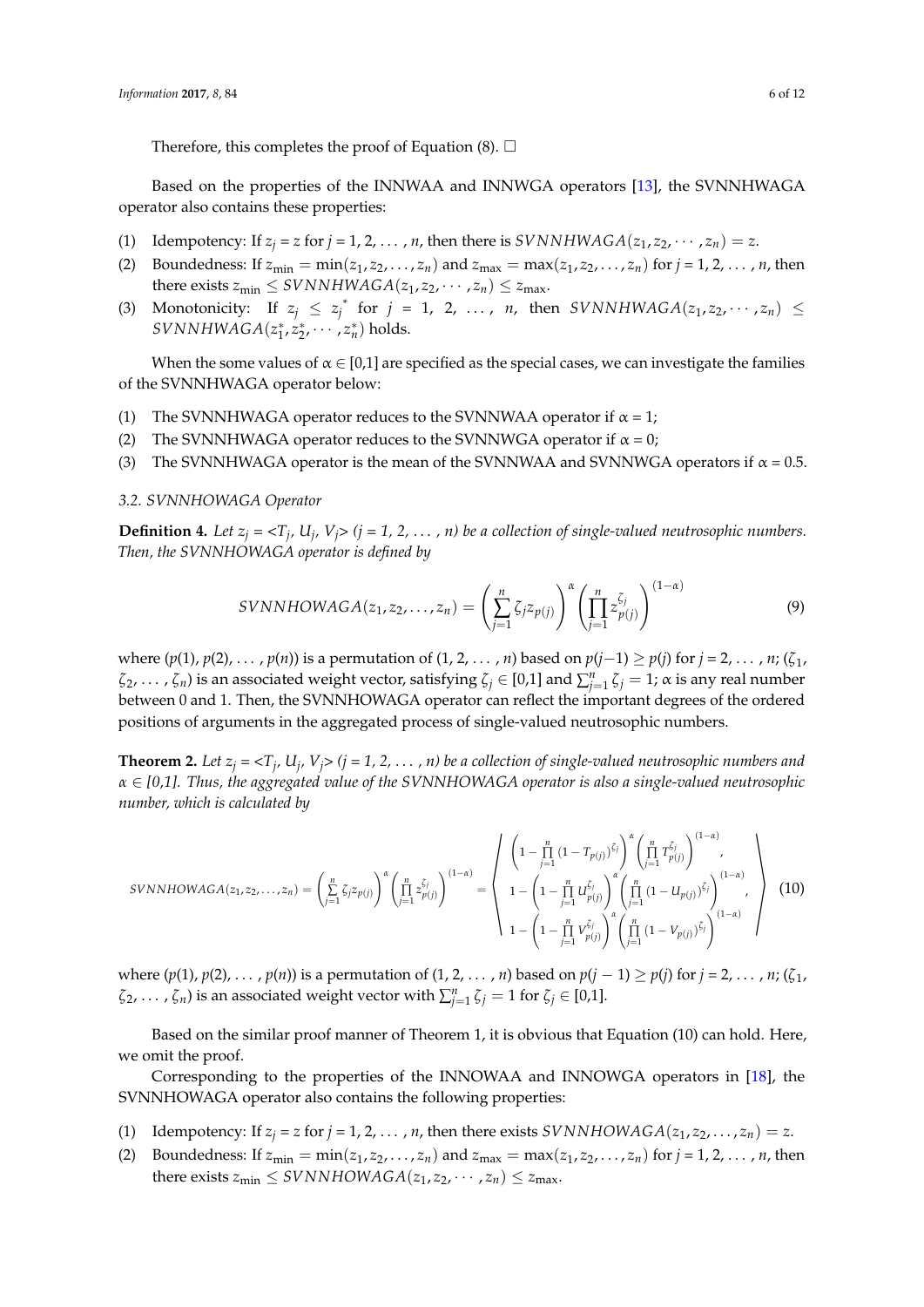Therefore, this completes the proof of Equation (8). □

Based on the properties of the INNWAA and INNWGA operators [13], the SVNNHWAGA operator also contains these properties:

(1) Idempotency: If $z_j = z$ for $j = 1, 2, \ldots, n$, then there is $SVNNHWAGA(z_1, z_2, \cdots, z_n) = z$.
(2) Boundedness: If $z_{\min} = \min(z_1, z_2, \ldots, z_n)$ and $z_{\max} = \max(z_1, z_2, \ldots, z_n)$ for $j = 1, 2, \ldots, n$, then there exists $z_{\min} \leq SVNNHWAGA(z_1, z_2, \cdots, z_n) \leq z_{\max}$.
(3) Monotonicity: If $z_j \leq z_j^*$ for $j = 1, 2, \ldots, n$, then $SVNNHWAGA(z_1, z_2, \cdots, z_n) \leq SVNNHWAGA(z_1^*, z_2^*, \cdots, z_n^*)$ holds.

When the some values of $\alpha \in [0,1]$ are specified as the special cases, we can investigate the families of the SVNNHWAGA operator below:

(1) The SVNNHWAGA operator reduces to the SVNNWAA operator if $\alpha = 1$;
(2) The SVNNHWAGA operator reduces to the SVNNWGA operator if $\alpha = 0$;
(3) The SVNNHWAGA operator is the mean of the SVNNWAA and SVNNWGA operators if $\alpha = 0.5$.

### 3.2. SVNNHOWAGA Operator

**Definition 4.** *Let $z_j = <T_j, U_j, V_j>$ ($j = 1, 2, \ldots, n$) be a collection of single-valued neutrosophic numbers. Then, the SVNNHOWAGA operator is defined by*

$$SVNNHOWAGA(z_1, z_2, \ldots, z_n) = \left(\sum_{j=1}^{n} \zeta_j z_{p(j)}\right)^{\alpha} \left(\prod_{j=1}^{n} z_{p(j)}^{\zeta_j}\right)^{(1-\alpha)} \tag{9}$$

where $(p(1), p(2), \ldots, p(n))$ is a permutation of $(1, 2, \ldots, n)$ based on $p(j-1) \geq p(j)$ for $j = 2, \ldots, n$; $(\zeta_1, \zeta_2, \ldots, \zeta_n)$ is an associated weight vector, satisfying $\zeta_j \in [0,1]$ and $\sum_{j=1}^{n} \zeta_j = 1$; $\alpha$ is any real number between 0 and 1. Then, the SVNNHOWAGA operator can reflect the important degrees of the ordered positions of arguments in the aggregated process of single-valued neutrosophic numbers.

**Theorem 2.** *Let $z_j = <T_j, U_j, V_j>$ ($j = 1, 2, \ldots, n$) be a collection of single-valued neutrosophic numbers and $\alpha \in [0,1]$. Thus, the aggregated value of the SVNNHOWAGA operator is also a single-valued neutrosophic number, which is calculated by*

$$SVNNHOWAGA(z_1, z_2, \ldots, z_n) = \left(\sum_{j=1}^{n} \zeta_j z_{p(j)}\right)^{\alpha} \left(\prod_{j=1}^{n} z_{p(j)}^{\zeta_j}\right)^{(1-\alpha)} = \left\langle \begin{array}{c} \left(1 - \prod_{j=1}^{n} (1 - T_{p(j)})^{\zeta_j}\right)^{\alpha} \left(\prod_{j=1}^{n} T_{p(j)}^{\zeta_j}\right)^{(1-\alpha)}, \\ 1 - \left(1 - \prod_{j=1}^{n} U_{p(j)}^{\zeta_j}\right)^{\alpha} \left(\prod_{j=1}^{n} (1 - U_{p(j)})^{\zeta_j}\right)^{(1-\alpha)}, \\ 1 - \left(1 - \prod_{j=1}^{n} V_{p(j)}^{\zeta_j}\right)^{\alpha} \left(\prod_{j=1}^{n} (1 - V_{p(j)})^{\zeta_j}\right)^{(1-\alpha)} \end{array} \right\rangle \tag{10}$$

where $(p(1), p(2), \ldots, p(n))$ is a permutation of $(1, 2, \ldots, n)$ based on $p(j-1) \geq p(j)$ for $j = 2, \ldots, n$; $(\zeta_1, \zeta_2, \ldots, \zeta_n)$ is an associated weight vector with $\sum_{j=1}^{n} \zeta_j = 1$ for $\zeta_j \in [0,1]$.

Based on the similar proof manner of Theorem 1, it is obvious that Equation (10) can hold. Here, we omit the proof.

Corresponding to the properties of the INNOWAA and INNOWGA operators in [18], the SVNNHOWAGA operator also contains the following properties:

(1) Idempotency: If $z_j = z$ for $j = 1, 2, \ldots, n$, then there exists $SVNNHOWAGA(z_1, z_2, \ldots, z_n) = z$.
(2) Boundedness: If $z_{\min} = \min(z_1, z_2, \ldots, z_n)$ and $z_{\max} = \max(z_1, z_2, \ldots, z_n)$ for $j = 1, 2, \ldots, n$, then there exists $z_{\min} \leq SVNNHOWAGA(z_1, z_2, \cdots, z_n) \leq z_{\max}$.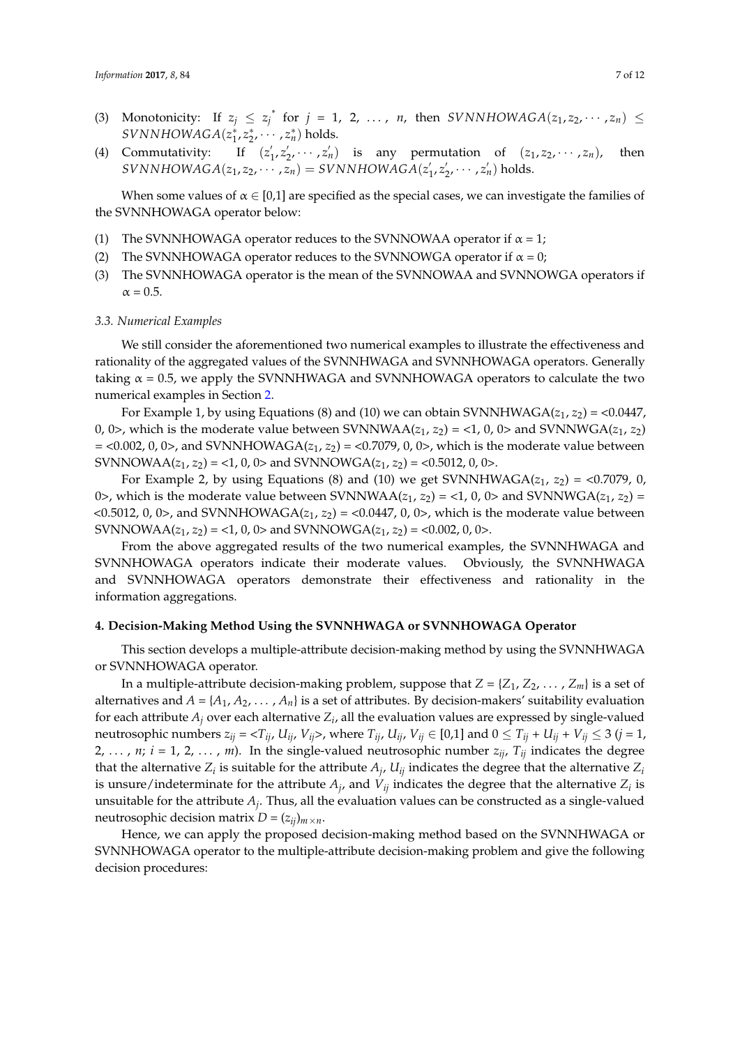(3) Monotonicity: If $z_j \leq z_j^*$ for $j = 1, 2, \ldots, n$, then $SVNNHOWAGA(z_1, z_2, \cdots, z_n) \leq SVNNHOWAGA(z_1^*, z_2^*, \cdots, z_n^*)$ holds.
(4) Commutativity: If $(z_1', z_2', \cdots, z_n')$ is any permutation of $(z_1, z_2, \cdots, z_n)$, then $SVNNHOWAGA(z_1, z_2, \cdots, z_n) = SVNNHOWAGA(z_1', z_2', \cdots, z_n')$ holds.

When some values of $\alpha \in [0,1]$ are specified as the special cases, we can investigate the families of the SVNNHOWAGA operator below:

(1) The SVNNHOWAGA operator reduces to the SVNNOWAA operator if $\alpha = 1$;
(2) The SVNNHOWAGA operator reduces to the SVNNOWGA operator if $\alpha = 0$;
(3) The SVNNHOWAGA operator is the mean of the SVNNOWAA and SVNNOWGA operators if $\alpha = 0.5$.

### 3.3. Numerical Examples

We still consider the aforementioned two numerical examples to illustrate the effectiveness and rationality of the aggregated values of the SVNNHWAGA and SVNNHOWAGA operators. Generally taking $\alpha = 0.5$, we apply the SVNNHWAGA and SVNNHOWAGA operators to calculate the two numerical examples in Section 2.

For Example 1, by using Equations (8) and (10) we can obtain SVNNHWAGA($z_1$, $z_2$) = <0.0447, 0, 0>, which is the moderate value between SVNNWAA($z_1$, $z_2$) = <1, 0, 0> and SVNNWGA($z_1$, $z_2$) = <0.002, 0, 0>, and SVNNHOWAGA($z_1$, $z_2$) = <0.7079, 0, 0>, which is the moderate value between SVNNOWAA($z_1$, $z_2$) = <1, 0, 0> and SVNNOWGA($z_1$, $z_2$) = <0.5012, 0, 0>.

For Example 2, by using Equations (8) and (10) we get SVNNHWAGA($z_1$, $z_2$) = <0.7079, 0, 0>, which is the moderate value between SVNNWAA($z_1$, $z_2$) = <1, 0, 0> and SVNNWGA($z_1$, $z_2$) = <0.5012, 0, 0>, and SVNNHOWAGA($z_1$, $z_2$) = <0.0447, 0, 0>, which is the moderate value between SVNNOWAA($z_1$, $z_2$) = <1, 0, 0> and SVNNOWGA($z_1$, $z_2$) = <0.002, 0, 0>.

From the above aggregated results of the two numerical examples, the SVNNHWAGA and SVNNHOWAGA operators indicate their moderate values. Obviously, the SVNNHWAGA and SVNNHOWAGA operators demonstrate their effectiveness and rationality in the information aggregations.

## 4. Decision-Making Method Using the SVNNHWAGA or SVNNHOWAGA Operator

This section develops a multiple-attribute decision-making method by using the SVNNHWAGA or SVNNHOWAGA operator.

In a multiple-attribute decision-making problem, suppose that $Z = \{Z_1, Z_2, \ldots, Z_m\}$ is a set of alternatives and $A = \{A_1, A_2, \ldots, A_n\}$ is a set of attributes. By decision-makers' suitability evaluation for each attribute $A_j$ over each alternative $Z_i$, all the evaluation values are expressed by single-valued neutrosophic numbers $z_{ij} = \langle T_{ij}, U_{ij}, V_{ij} \rangle$, where $T_{ij}, U_{ij}, V_{ij} \in [0,1]$ and $0 \leq T_{ij} + U_{ij} + V_{ij} \leq 3$ ($j = 1, 2, \ldots, n$; $i = 1, 2, \ldots, m$). In the single-valued neutrosophic number $z_{ij}$, $T_{ij}$ indicates the degree that the alternative $Z_i$ is suitable for the attribute $A_j$, $U_{ij}$ indicates the degree that the alternative $Z_i$ is unsure/indeterminate for the attribute $A_j$, and $V_{ij}$ indicates the degree that the alternative $Z_i$ is unsuitable for the attribute $A_j$. Thus, all the evaluation values can be constructed as a single-valued neutrosophic decision matrix $D = (z_{ij})_{m \times n}$.

Hence, we can apply the proposed decision-making method based on the SVNNHWAGA or SVNNHOWAGA operator to the multiple-attribute decision-making problem and give the following decision procedures: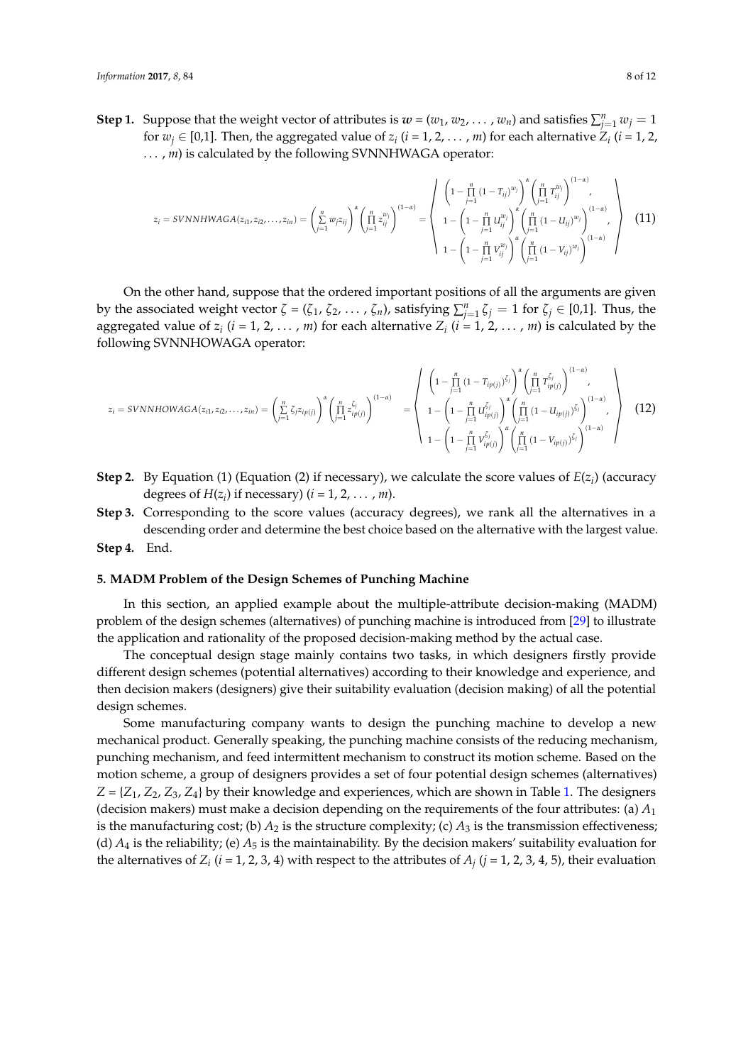**Step 1.** Suppose that the weight vector of attributes is $w = (w_1, w_2, \ldots, w_n)$ and satisfies $\sum_{j=1}^{n} w_j = 1$ for $w_j \in [0,1]$. Then, the aggregated value of $z_i$ ($i = 1, 2, \ldots, m$) for each alternative $Z_i$ ($i = 1, 2, \ldots, m$) is calculated by the following SVNNHWAGA operator:

$$
z_i = SVNNHWAGA(z_{i1}, z_{i2}, \ldots, z_{in}) = \left(\sum_{j=1}^{n} w_j z_{ij}\right)^{\alpha} \left(\prod_{j=1}^{n} z_{ij}^{w_j}\right)^{(1-\alpha)} = \left\langle \begin{array}{c} \left(1 - \prod_{j=1}^{n} (1 - T_{ij})^{w_j}\right)^{\alpha} \left(\prod_{j=1}^{n} T_{ij}^{w_j}\right)^{(1-\alpha)}, \\ 1 - \left(1 - \prod_{j=1}^{n} U_{ij}^{w_j}\right)^{\alpha} \left(\prod_{j=1}^{n} (1 - U_{ij})^{w_j}\right)^{(1-\alpha)}, \\ 1 - \left(1 - \prod_{j=1}^{n} V_{ij}^{w_j}\right)^{\alpha} \left(\prod_{j=1}^{n} (1 - V_{ij})^{w_j}\right)^{(1-\alpha)} \end{array} \right\rangle \quad (11)
$$

On the other hand, suppose that the ordered important positions of all the arguments are given by the associated weight vector $\zeta = (\zeta_1, \zeta_2, \ldots, \zeta_n)$, satisfying $\sum_{j=1}^{n} \zeta_j = 1$ for $\zeta_j \in [0,1]$. Thus, the aggregated value of $z_i$ ($i = 1, 2, \ldots, m$) for each alternative $Z_i$ ($i = 1, 2, \ldots, m$) is calculated by the following SVNNHOWAGA operator:

$$
z_i = SVNNHOWAGA(z_{i1}, z_{i2}, \ldots, z_{in}) = \left(\sum_{j=1}^{n} \zeta_j z_{ip(j)}\right)^{\alpha} \left(\prod_{j=1}^{n} z_{ip(j)}^{\zeta_j}\right)^{(1-\alpha)} = \left\langle \begin{array}{c} \left(1 - \prod_{j=1}^{n} (1 - T_{ip(j)})^{\zeta_j}\right)^{\alpha} \left(\prod_{j=1}^{n} T_{ip(j)}^{\zeta_j}\right)^{(1-\alpha)}, \\ 1 - \left(1 - \prod_{j=1}^{n} U_{ip(j)}^{\zeta_j}\right)^{\alpha} \left(\prod_{j=1}^{n} (1 - U_{ip(j)})^{\zeta_j}\right)^{(1-\alpha)}, \\ 1 - \left(1 - \prod_{j=1}^{n} V_{ip(j)}^{\zeta_j}\right)^{\alpha} \left(\prod_{j=1}^{n} (1 - V_{ip(j)})^{\zeta_j}\right)^{(1-\alpha)} \end{array} \right\rangle \quad (12)
$$

**Step 2.** By Equation (1) (Equation (2) if necessary), we calculate the score values of $E(z_i)$ (accuracy degrees of $H(z_i)$ if necessary) ($i = 1, 2, \ldots, m$).

**Step 3.** Corresponding to the score values (accuracy degrees), we rank all the alternatives in a descending order and determine the best choice based on the alternative with the largest value.

**Step 4.** End.

## 5. MADM Problem of the Design Schemes of Punching Machine

In this section, an applied example about the multiple-attribute decision-making (MADM) problem of the design schemes (alternatives) of punching machine is introduced from [29] to illustrate the application and rationality of the proposed decision-making method by the actual case.

The conceptual design stage mainly contains two tasks, in which designers firstly provide different design schemes (potential alternatives) according to their knowledge and experience, and then decision makers (designers) give their suitability evaluation (decision making) of all the potential design schemes.

Some manufacturing company wants to design the punching machine to develop a new mechanical product. Generally speaking, the punching machine consists of the reducing mechanism, punching mechanism, and feed intermittent mechanism to construct its motion scheme. Based on the motion scheme, a group of designers provides a set of four potential design schemes (alternatives) $Z = \{Z_1, Z_2, Z_3, Z_4\}$ by their knowledge and experiences, which are shown in Table 1. The designers (decision makers) must make a decision depending on the requirements of the four attributes: (a) $A_1$ is the manufacturing cost; (b) $A_2$ is the structure complexity; (c) $A_3$ is the transmission effectiveness; (d) $A_4$ is the reliability; (e) $A_5$ is the maintainability. By the decision makers' suitability evaluation for the alternatives of $Z_i$ ($i = 1, 2, 3, 4$) with respect to the attributes of $A_j$ ($j = 1, 2, 3, 4, 5$), their evaluation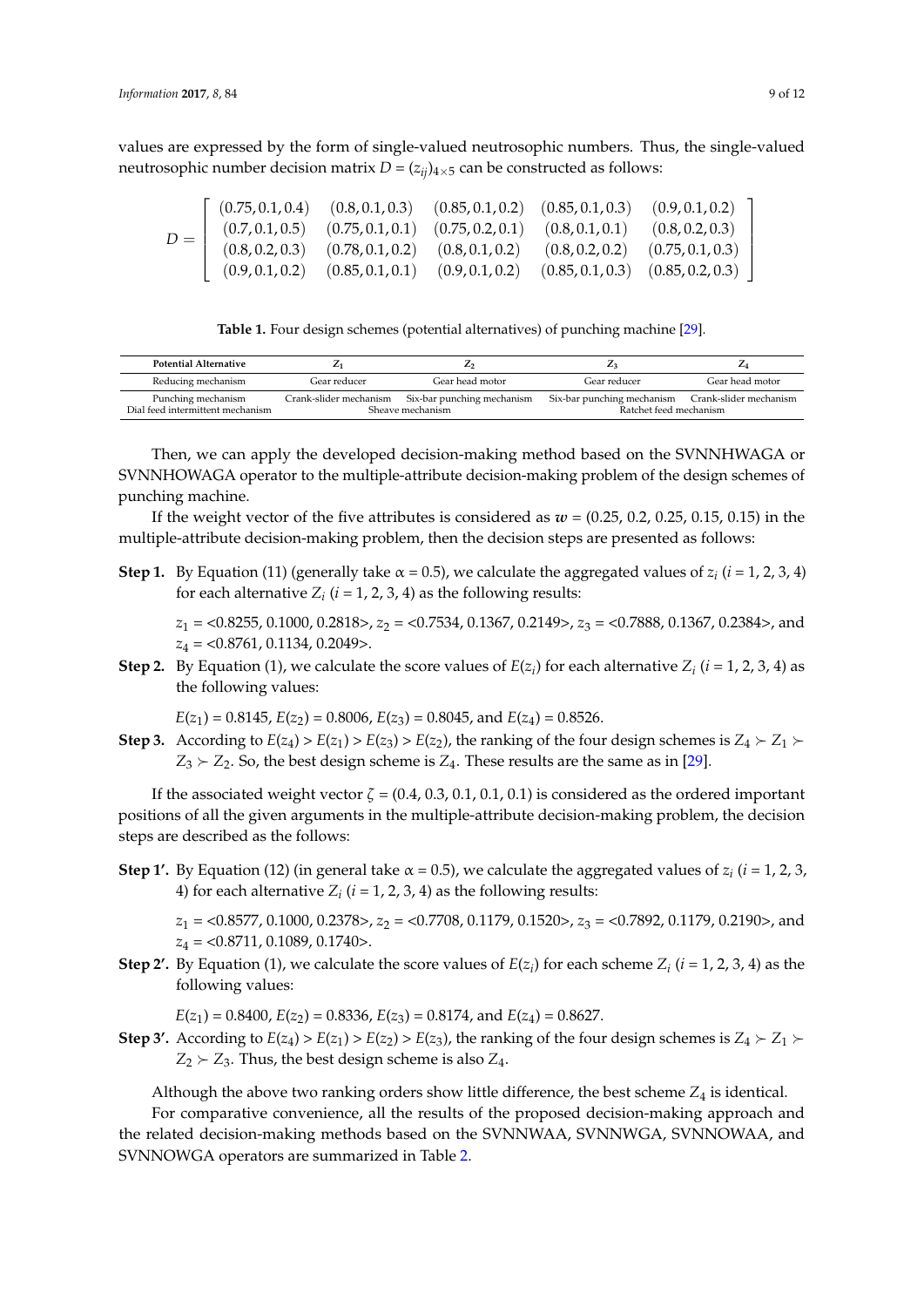values are expressed by the form of single-valued neutrosophic numbers. Thus, the single-valued neutrosophic number decision matrix $D = (z_{ij})_{4\times 5}$ can be constructed as follows:

$$D = \begin{bmatrix} (0.75, 0.1, 0.4) & (0.8, 0.1, 0.3) & (0.85, 0.1, 0.2) & (0.85, 0.1, 0.3) & (0.9, 0.1, 0.2) \\ (0.7, 0.1, 0.5) & (0.75, 0.1, 0.1) & (0.75, 0.2, 0.1) & (0.8, 0.1, 0.1) & (0.8, 0.2, 0.3) \\ (0.8, 0.2, 0.3) & (0.78, 0.1, 0.2) & (0.8, 0.1, 0.2) & (0.8, 0.2, 0.2) & (0.75, 0.1, 0.3) \\ (0.9, 0.1, 0.2) & (0.85, 0.1, 0.1) & (0.9, 0.1, 0.2) & (0.85, 0.1, 0.3) & (0.85, 0.2, 0.3) \end{bmatrix}$$

**Table 1.** Four design schemes (potential alternatives) of punching machine [29].

| **Potential Alternative** | $Z_1$ | $Z_2$ | $Z_3$ | $Z_4$ |
|---|---|---|---|---|
| Reducing mechanism | Gear reducer | Gear head motor | Gear reducer | Gear head motor |
| Punching mechanism | Crank-slider mechanism | Six-bar punching mechanism | Six-bar punching mechanism | Crank-slider mechanism |
| Dial feed intermittent mechanism | Sheave mechanism | | Ratchet feed mechanism | |

Then, we can apply the developed decision-making method based on the SVNNHWAGA or SVNNHOWAGA operator to the multiple-attribute decision-making problem of the design schemes of punching machine.

If the weight vector of the five attributes is considered as $w = (0.25, 0.2, 0.25, 0.15, 0.15)$ in the multiple-attribute decision-making problem, then the decision steps are presented as follows:

**Step 1.** By Equation (11) (generally take $\alpha = 0.5$), we calculate the aggregated values of $z_i$ ($i = 1, 2, 3, 4$) for each alternative $Z_i$ ($i = 1, 2, 3, 4$) as the following results:

$z_1 = <0.8255, 0.1000, 0.2818>$, $z_2 = <0.7534, 0.1367, 0.2149>$, $z_3 = <0.7888, 0.1367, 0.2384>$, and $z_4 = <0.8761, 0.1134, 0.2049>$.

**Step 2.** By Equation (1), we calculate the score values of $E(z_i)$ for each alternative $Z_i$ ($i = 1, 2, 3, 4$) as the following values:

$E(z_1) = 0.8145$, $E(z_2) = 0.8006$, $E(z_3) = 0.8045$, and $E(z_4) = 0.8526$.

**Step 3.** According to $E(z_4) > E(z_1) > E(z_3) > E(z_2)$, the ranking of the four design schemes is $Z_4 \succ Z_1 \succ Z_3 \succ Z_2$. So, the best design scheme is $Z_4$. These results are the same as in [29].

If the associated weight vector $\zeta = (0.4, 0.3, 0.1, 0.1, 0.1)$ is considered as the ordered important positions of all the given arguments in the multiple-attribute decision-making problem, the decision steps are described as the follows:

**Step 1'.** By Equation (12) (in general take $\alpha = 0.5$), we calculate the aggregated values of $z_i$ ($i = 1, 2, 3, 4$) for each alternative $Z_i$ ($i = 1, 2, 3, 4$) as the following results:

$z_1 = <0.8577, 0.1000, 0.2378>$, $z_2 = <0.7708, 0.1179, 0.1520>$, $z_3 = <0.7892, 0.1179, 0.2190>$, and $z_4 = <0.8711, 0.1089, 0.1740>$.

**Step 2'.** By Equation (1), we calculate the score values of $E(z_i)$ for each scheme $Z_i$ ($i = 1, 2, 3, 4$) as the following values:

$E(z_1) = 0.8400$, $E(z_2) = 0.8336$, $E(z_3) = 0.8174$, and $E(z_4) = 0.8627$.

**Step 3'.** According to $E(z_4) > E(z_1) > E(z_2) > E(z_3)$, the ranking of the four design schemes is $Z_4 \succ Z_1 \succ Z_2 \succ Z_3$. Thus, the best design scheme is also $Z_4$.

Although the above two ranking orders show little difference, the best scheme $Z_4$ is identical.

For comparative convenience, all the results of the proposed decision-making approach and the related decision-making methods based on the SVNNWAA, SVNNWGA, SVNNOWAA, and SVNNOWGA operators are summarized in Table 2.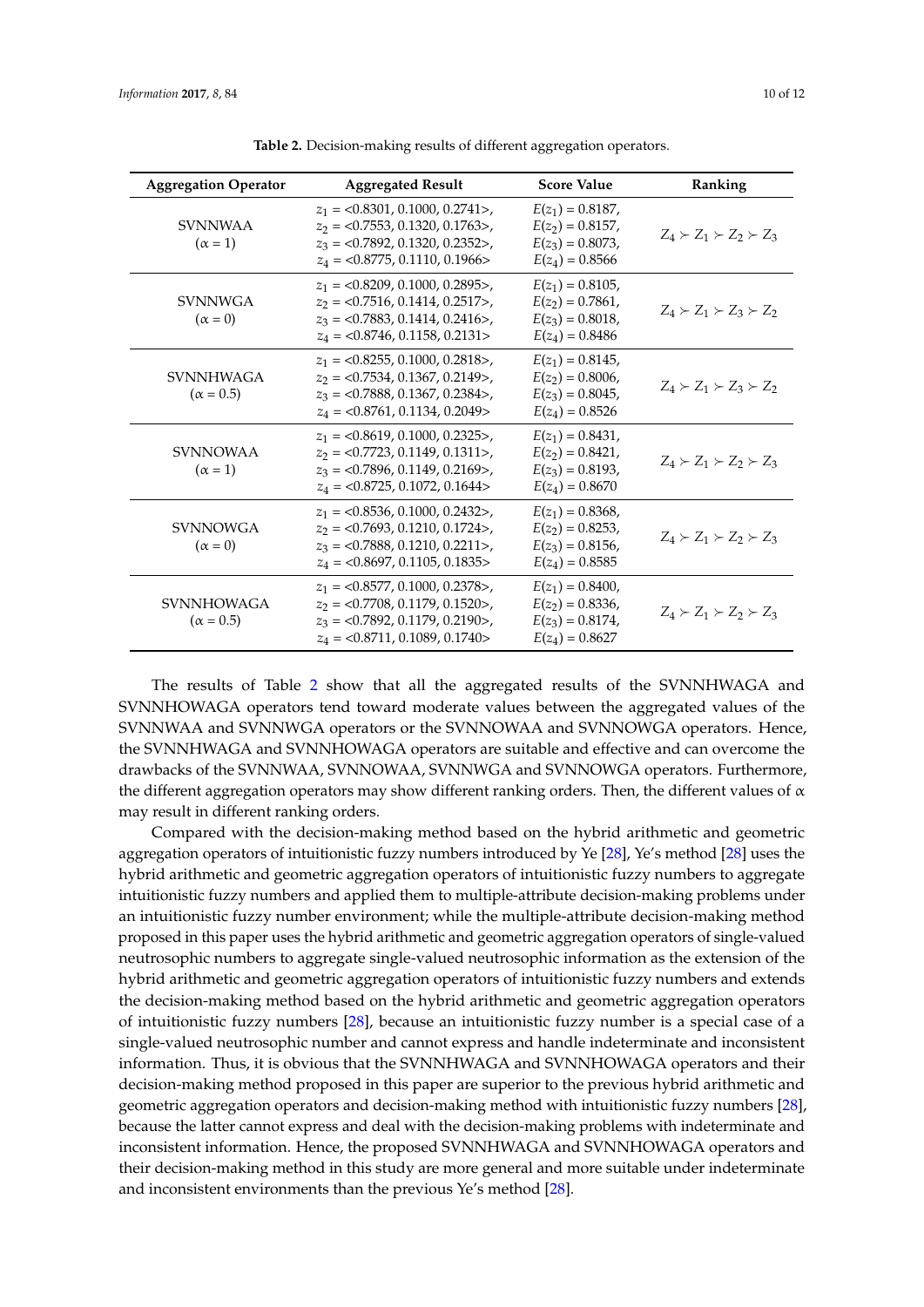**Table 2.** Decision-making results of different aggregation operators.

| Aggregation Operator | Aggregated Result | Score Value | Ranking |
|---|---|---|---|
| SVNNWAA ($\alpha = 1$) | $z_1$ = <0.8301, 0.1000, 0.2741>, $z_2$ = <0.7553, 0.1320, 0.1763>, $z_3$ = <0.7892, 0.1320, 0.2352>, $z_4$ = <0.8775, 0.1110, 0.1966> | $E(z_1) = 0.8187$, $E(z_2) = 0.8157$, $E(z_3) = 0.8073$, $E(z_4) = 0.8566$ | $Z_4 \succ Z_1 \succ Z_2 \succ Z_3$ |
| SVNNWGA ($\alpha = 0$) | $z_1$ = <0.8209, 0.1000, 0.2895>, $z_2$ = <0.7516, 0.1414, 0.2517>, $z_3$ = <0.7883, 0.1414, 0.2416>, $z_4$ = <0.8746, 0.1158, 0.2131> | $E(z_1) = 0.8105$, $E(z_2) = 0.7861$, $E(z_3) = 0.8018$, $E(z_4) = 0.8486$ | $Z_4 \succ Z_1 \succ Z_3 \succ Z_2$ |
| SVNNHWAGA ($\alpha = 0.5$) | $z_1$ = <0.8255, 0.1000, 0.2818>, $z_2$ = <0.7534, 0.1367, 0.2149>, $z_3$ = <0.7888, 0.1367, 0.2384>, $z_4$ = <0.8761, 0.1134, 0.2049> | $E(z_1) = 0.8145$, $E(z_2) = 0.8006$, $E(z_3) = 0.8045$, $E(z_4) = 0.8526$ | $Z_4 \succ Z_1 \succ Z_3 \succ Z_2$ |
| SVNNOWAA ($\alpha = 1$) | $z_1$ = <0.8619, 0.1000, 0.2325>, $z_2$ = <0.7723, 0.1149, 0.1311>, $z_3$ = <0.7896, 0.1149, 0.2169>, $z_4$ = <0.8725, 0.1072, 0.1644> | $E(z_1) = 0.8431$, $E(z_2) = 0.8421$, $E(z_3) = 0.8193$, $E(z_4) = 0.8670$ | $Z_4 \succ Z_1 \succ Z_2 \succ Z_3$ |
| SVNNOWGA ($\alpha = 0$) | $z_1$ = <0.8536, 0.1000, 0.2432>, $z_2$ = <0.7693, 0.1210, 0.1724>, $z_3$ = <0.7888, 0.1210, 0.2211>, $z_4$ = <0.8697, 0.1105, 0.1835> | $E(z_1) = 0.8368$, $E(z_2) = 0.8253$, $E(z_3) = 0.8156$, $E(z_4) = 0.8585$ | $Z_4 \succ Z_1 \succ Z_2 \succ Z_3$ |
| SVNNHOWAGA ($\alpha = 0.5$) | $z_1$ = <0.8577, 0.1000, 0.2378>, $z_2$ = <0.7708, 0.1179, 0.1520>, $z_3$ = <0.7892, 0.1179, 0.2190>, $z_4$ = <0.8711, 0.1089, 0.1740> | $E(z_1) = 0.8400$, $E(z_2) = 0.8336$, $E(z_3) = 0.8174$, $E(z_4) = 0.8627$ | $Z_4 \succ Z_1 \succ Z_2 \succ Z_3$ |

The results of Table 2 show that all the aggregated results of the SVNNHWAGA and SVNNHOWAGA operators tend toward moderate values between the aggregated values of the SVNNWAA and SVNNWGA operators or the SVNNOWAA and SVNNOWGA operators. Hence, the SVNNHWAGA and SVNNHOWAGA operators are suitable and effective and can overcome the drawbacks of the SVNNWAA, SVNNOWAA, SVNNWGA and SVNNOWGA operators. Furthermore, the different aggregation operators may show different ranking orders. Then, the different values of $\alpha$ may result in different ranking orders.

Compared with the decision-making method based on the hybrid arithmetic and geometric aggregation operators of intuitionistic fuzzy numbers introduced by Ye [28], Ye's method [28] uses the hybrid arithmetic and geometric aggregation operators of intuitionistic fuzzy numbers to aggregate intuitionistic fuzzy numbers and applied them to multiple-attribute decision-making problems under an intuitionistic fuzzy number environment; while the multiple-attribute decision-making method proposed in this paper uses the hybrid arithmetic and geometric aggregation operators of single-valued neutrosophic numbers to aggregate single-valued neutrosophic information as the extension of the hybrid arithmetic and geometric aggregation operators of intuitionistic fuzzy numbers and extends the decision-making method based on the hybrid arithmetic and geometric aggregation operators of intuitionistic fuzzy numbers [28], because an intuitionistic fuzzy number is a special case of a single-valued neutrosophic number and cannot express and handle indeterminate and inconsistent information. Thus, it is obvious that the SVNNHWAGA and SVNNHOWAGA operators and their decision-making method proposed in this paper are superior to the previous hybrid arithmetic and geometric aggregation operators and decision-making method with intuitionistic fuzzy numbers [28], because the latter cannot express and deal with the decision-making problems with indeterminate and inconsistent information. Hence, the proposed SVNNHWAGA and SVNNHOWAGA operators and their decision-making method in this study are more general and more suitable under indeterminate and inconsistent environments than the previous Ye's method [28].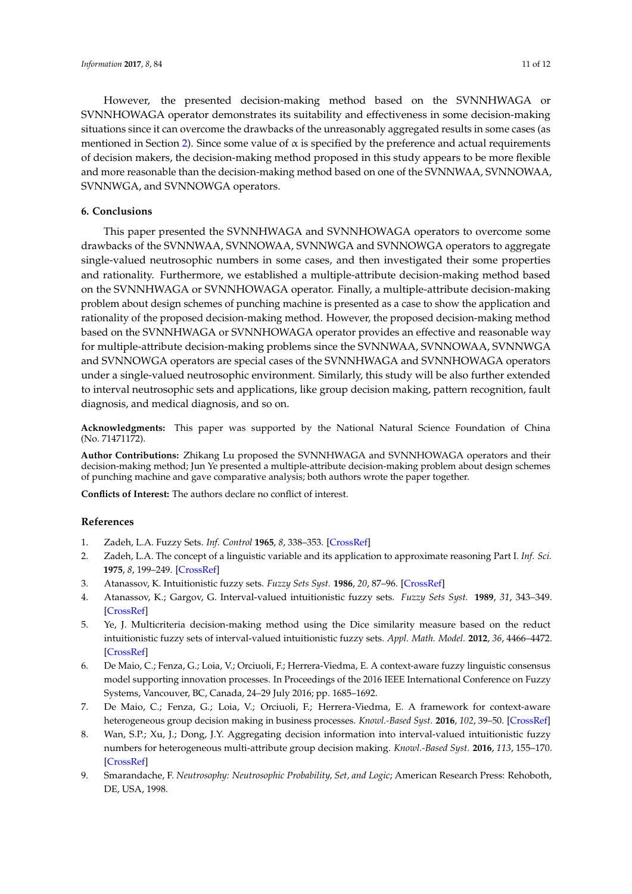However, the presented decision-making method based on the SVNNHWAGA or SVNNHOWAGA operator demonstrates its suitability and effectiveness in some decision-making situations since it can overcome the drawbacks of the unreasonably aggregated results in some cases (as mentioned in Section 2). Since some value of $\alpha$ is specified by the preference and actual requirements of decision makers, the decision-making method proposed in this study appears to be more flexible and more reasonable than the decision-making method based on one of the SVNNWAA, SVNNOWAA, SVNNWGA, and SVNNOWGA operators.

## 6. Conclusions

This paper presented the SVNNHWAGA and SVNNHOWAGA operators to overcome some drawbacks of the SVNNWAA, SVNNOWAA, SVNNWGA and SVNNOWGA operators to aggregate single-valued neutrosophic numbers in some cases, and then investigated their some properties and rationality. Furthermore, we established a multiple-attribute decision-making method based on the SVNNHWAGA or SVNNHOWAGA operator. Finally, a multiple-attribute decision-making problem about design schemes of punching machine is presented as a case to show the application and rationality of the proposed decision-making method. However, the proposed decision-making method based on the SVNNHWAGA or SVNNHOWAGA operator provides an effective and reasonable way for multiple-attribute decision-making problems since the SVNNWAA, SVNNOWAA, SVNNWGA and SVNNOWGA operators are special cases of the SVNNHWAGA and SVNNHOWAGA operators under a single-valued neutrosophic environment. Similarly, this study will be also further extended to interval neutrosophic sets and applications, like group decision making, pattern recognition, fault diagnosis, and medical diagnosis, and so on.

**Acknowledgments:** This paper was supported by the National Natural Science Foundation of China (No. 71471172).

**Author Contributions:** Zhikang Lu proposed the SVNNHWAGA and SVNNHOWAGA operators and their decision-making method; Jun Ye presented a multiple-attribute decision-making problem about design schemes of punching machine and gave comparative analysis; both authors wrote the paper together.

**Conflicts of Interest:** The authors declare no conflict of interest.

## References

1. Zadeh, L.A. Fuzzy Sets. *Inf. Control* **1965**, *8*, 338–353. [CrossRef]
2. Zadeh, L.A. The concept of a linguistic variable and its application to approximate reasoning Part I. *Inf. Sci.* **1975**, *8*, 199–249. [CrossRef]
3. Atanassov, K. Intuitionistic fuzzy sets. *Fuzzy Sets Syst.* **1986**, *20*, 87–96. [CrossRef]
4. Atanassov, K.; Gargov, G. Interval-valued intuitionistic fuzzy sets. *Fuzzy Sets Syst.* **1989**, *31*, 343–349. [CrossRef]
5. Ye, J. Multicriteria decision-making method using the Dice similarity measure based on the reduct intuitionistic fuzzy sets of interval-valued intuitionistic fuzzy sets. *Appl. Math. Model.* **2012**, *36*, 4466–4472. [CrossRef]
6. De Maio, C.; Fenza, G.; Loia, V.; Orciuoli, F.; Herrera-Viedma, E. A context-aware fuzzy linguistic consensus model supporting innovation processes. In Proceedings of the 2016 IEEE International Conference on Fuzzy Systems, Vancouver, BC, Canada, 24–29 July 2016; pp. 1685–1692.
7. De Maio, C.; Fenza, G.; Loia, V.; Orciuoli, F.; Herrera-Viedma, E. A framework for context-aware heterogeneous group decision making in business processes. *Knowl.-Based Syst.* **2016**, *102*, 39–50. [CrossRef]
8. Wan, S.P.; Xu, J.; Dong, J.Y. Aggregating decision information into interval-valued intuitionistic fuzzy numbers for heterogeneous multi-attribute group decision making. *Knowl.-Based Syst.* **2016**, *113*, 155–170. [CrossRef]
9. Smarandache, F. *Neutrosophy: Neutrosophic Probability, Set, and Logic*; American Research Press: Rehoboth, DE, USA, 1998.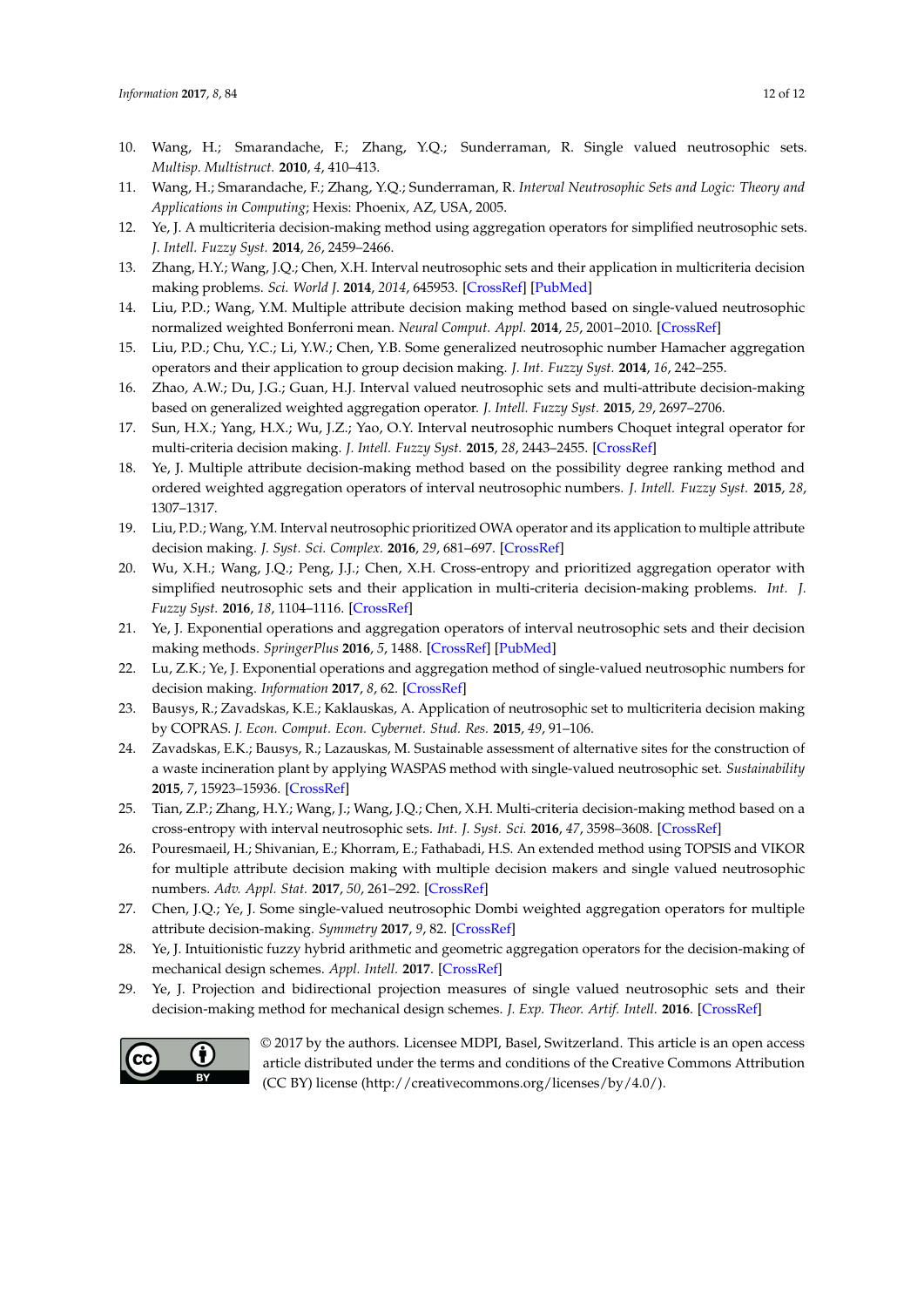10. Wang, H.; Smarandache, F.; Zhang, Y.Q.; Sunderraman, R. Single valued neutrosophic sets. *Multisp. Multistruct.* **2010**, *4*, 410–413.
11. Wang, H.; Smarandache, F.; Zhang, Y.Q.; Sunderraman, R. *Interval Neutrosophic Sets and Logic: Theory and Applications in Computing*; Hexis: Phoenix, AZ, USA, 2005.
12. Ye, J. A multicriteria decision-making method using aggregation operators for simplified neutrosophic sets. *J. Intell. Fuzzy Syst.* **2014**, *26*, 2459–2466.
13. Zhang, H.Y.; Wang, J.Q.; Chen, X.H. Interval neutrosophic sets and their application in multicriteria decision making problems. *Sci. World J.* **2014**, *2014*, 645953. [CrossRef] [PubMed]
14. Liu, P.D.; Wang, Y.M. Multiple attribute decision making method based on single-valued neutrosophic normalized weighted Bonferroni mean. *Neural Comput. Appl.* **2014**, *25*, 2001–2010. [CrossRef]
15. Liu, P.D.; Chu, Y.C.; Li, Y.W.; Chen, Y.B. Some generalized neutrosophic number Hamacher aggregation operators and their application to group decision making. *J. Int. Fuzzy Syst.* **2014**, *16*, 242–255.
16. Zhao, A.W.; Du, J.G.; Guan, H.J. Interval valued neutrosophic sets and multi-attribute decision-making based on generalized weighted aggregation operator. *J. Intell. Fuzzy Syst.* **2015**, *29*, 2697–2706.
17. Sun, H.X.; Yang, H.X.; Wu, J.Z.; Yao, O.Y. Interval neutrosophic numbers Choquet integral operator for multi-criteria decision making. *J. Intell. Fuzzy Syst.* **2015**, *28*, 2443–2455. [CrossRef]
18. Ye, J. Multiple attribute decision-making method based on the possibility degree ranking method and ordered weighted aggregation operators of interval neutrosophic numbers. *J. Intell. Fuzzy Syst.* **2015**, *28*, 1307–1317.
19. Liu, P.D.; Wang, Y.M. Interval neutrosophic prioritized OWA operator and its application to multiple attribute decision making. *J. Syst. Sci. Complex.* **2016**, *29*, 681–697. [CrossRef]
20. Wu, X.H.; Wang, J.Q.; Peng, J.J.; Chen, X.H. Cross-entropy and prioritized aggregation operator with simplified neutrosophic sets and their application in multi-criteria decision-making problems. *Int. J. Fuzzy Syst.* **2016**, *18*, 1104–1116. [CrossRef]
21. Ye, J. Exponential operations and aggregation operators of interval neutrosophic sets and their decision making methods. *SpringerPlus* **2016**, *5*, 1488. [CrossRef] [PubMed]
22. Lu, Z.K.; Ye, J. Exponential operations and aggregation method of single-valued neutrosophic numbers for decision making. *Information* **2017**, *8*, 62. [CrossRef]
23. Bausys, R.; Zavadskas, K.E.; Kaklauskas, A. Application of neutrosophic set to multicriteria decision making by COPRAS. *J. Econ. Comput. Econ. Cybernet. Stud. Res.* **2015**, *49*, 91–106.
24. Zavadskas, E.K.; Bausys, R.; Lazauskas, M. Sustainable assessment of alternative sites for the construction of a waste incineration plant by applying WASPAS method with single-valued neutrosophic set. *Sustainability* **2015**, *7*, 15923–15936. [CrossRef]
25. Tian, Z.P.; Zhang, H.Y.; Wang, J.; Wang, J.Q.; Chen, X.H. Multi-criteria decision-making method based on a cross-entropy with interval neutrosophic sets. *Int. J. Syst. Sci.* **2016**, *47*, 3598–3608. [CrossRef]
26. Pouresmaeil, H.; Shivanian, E.; Khorram, E.; Fathabadi, H.S. An extended method using TOPSIS and VIKOR for multiple attribute decision making with multiple decision makers and single valued neutrosophic numbers. *Adv. Appl. Stat.* **2017**, *50*, 261–292. [CrossRef]
27. Chen, J.Q.; Ye, J. Some single-valued neutrosophic Dombi weighted aggregation operators for multiple attribute decision-making. *Symmetry* **2017**, *9*, 82. [CrossRef]
28. Ye, J. Intuitionistic fuzzy hybrid arithmetic and geometric aggregation operators for the decision-making of mechanical design schemes. *Appl. Intell.* **2017**. [CrossRef]
29. Ye, J. Projection and bidirectional projection measures of single valued neutrosophic sets and their decision-making method for mechanical design schemes. *J. Exp. Theor. Artif. Intell.* **2016**. [CrossRef]

© 2017 by the authors. Licensee MDPI, Basel, Switzerland. This article is an open access article distributed under the terms and conditions of the Creative Commons Attribution (CC BY) license (http://creativecommons.org/licenses/by/4.0/).